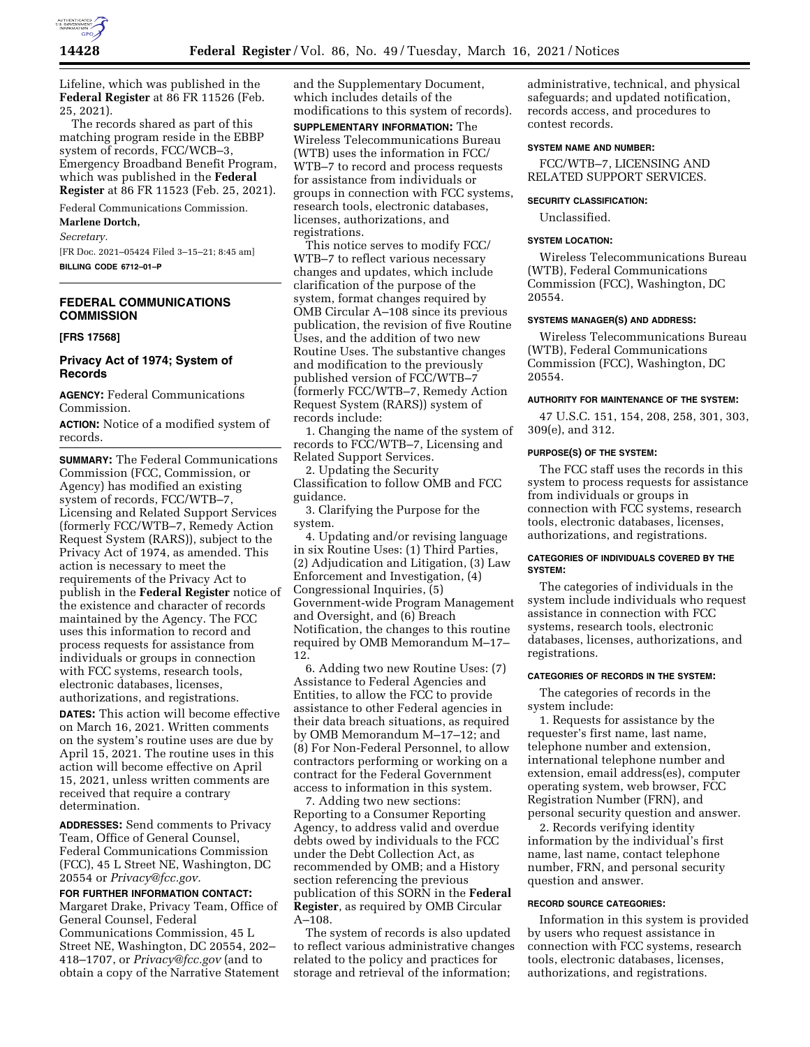Lifeline, which was published in the **Federal Register** at 86 FR 11526 (Feb. 25, 2021).

The records shared as part of this matching program reside in the EBBP system of records, FCC/WCB–3, Emergency Broadband Benefit Program, which was published in the **Federal Register** at 86 FR 11523 (Feb. 25, 2021).

Federal Communications Commission.

**Marlene Dortch,**

*Secretary.*

[FR Doc. 2021–05424 Filed 3–15–21; 8:45 am]

**BILLING CODE 6712–01–P**

---

## FEDERAL COMMUNICATIONS COMMISSION

**[FRS 17568]**

### Privacy Act of 1974; System of Records

**AGENCY:** Federal Communications Commission.

**ACTION:** Notice of a modified system of records.

**SUMMARY:** The Federal Communications Commission (FCC, Commission, or Agency) has modified an existing system of records, FCC/WTB–7, Licensing and Related Support Services (formerly FCC/WTB–7, Remedy Action Request System (RARS)), subject to the Privacy Act of 1974, as amended. This action is necessary to meet the requirements of the Privacy Act to publish in the **Federal Register** notice of the existence and character of records maintained by the Agency. The FCC uses this information to record and process requests for assistance from individuals or groups in connection with FCC systems, research tools, electronic databases, licenses, authorizations, and registrations.

**DATES:** This action will become effective on March 16, 2021. Written comments on the system's routine uses are due by April 15, 2021. The routine uses in this action will become effective on April 15, 2021, unless written comments are received that require a contrary determination.

**ADDRESSES:** Send comments to Privacy Team, Office of General Counsel, Federal Communications Commission (FCC), 45 L Street NE, Washington, DC 20554 or *Privacy@fcc.gov.*

**FOR FURTHER INFORMATION CONTACT:** Margaret Drake, Privacy Team, Office of General Counsel, Federal Communications Commission, 45 L Street NE, Washington, DC 20554, 202–418–1707, or *Privacy@fcc.gov* (and to obtain a copy of the Narrative Statement and the Supplementary Document, which includes details of the modifications to this system of records).

**SUPPLEMENTARY INFORMATION:** The Wireless Telecommunications Bureau (WTB) uses the information in FCC/WTB–7 to record and process requests for assistance from individuals or groups in connection with FCC systems, research tools, electronic databases, licenses, authorizations, and registrations.

This notice serves to modify FCC/WTB–7 to reflect various necessary changes and updates, which include clarification of the purpose of the system, format changes required by OMB Circular A–108 since its previous publication, the revision of five Routine Uses, and the addition of two new Routine Uses. The substantive changes and modification to the previously published version of FCC/WTB–7 (formerly FCC/WTB–7, Remedy Action Request System (RARS)) system of records include:

1. Changing the name of the system of records to FCC/WTB–7, Licensing and Related Support Services.

2. Updating the Security Classification to follow OMB and FCC guidance.

3. Clarifying the Purpose for the system.

4. Updating and/or revising language in six Routine Uses: (1) Third Parties, (2) Adjudication and Litigation, (3) Law Enforcement and Investigation, (4) Congressional Inquiries, (5) Government-wide Program Management and Oversight, and (6) Breach Notification, the changes to this routine required by OMB Memorandum M–17–12.

6. Adding two new Routine Uses: (7) Assistance to Federal Agencies and Entities, to allow the FCC to provide assistance to other Federal agencies in their data breach situations, as required by OMB Memorandum M–17–12; and (8) For Non-Federal Personnel, to allow contractors performing or working on a contract for the Federal Government access to information in this system.

7. Adding two new sections: Reporting to a Consumer Reporting Agency, to address valid and overdue debts owed by individuals to the FCC under the Debt Collection Act, as recommended by OMB; and a History section referencing the previous publication of this SORN in the **Federal Register**, as required by OMB Circular A–108.

The system of records is also updated to reflect various administrative changes related to the policy and practices for storage and retrieval of the information; administrative, technical, and physical safeguards; and updated notification, records access, and procedures to contest records.

#### SYSTEM NAME AND NUMBER:

FCC/WTB–7, LICENSING AND RELATED SUPPORT SERVICES.

#### SECURITY CLASSIFICATION:

Unclassified.

#### SYSTEM LOCATION:

Wireless Telecommunications Bureau (WTB), Federal Communications Commission (FCC), Washington, DC 20554.

#### SYSTEMS MANAGER(S) AND ADDRESS:

Wireless Telecommunications Bureau (WTB), Federal Communications Commission (FCC), Washington, DC 20554.

#### AUTHORITY FOR MAINTENANCE OF THE SYSTEM:

47 U.S.C. 151, 154, 208, 258, 301, 303, 309(e), and 312.

#### PURPOSE(S) OF THE SYSTEM:

The FCC staff uses the records in this system to process requests for assistance from individuals or groups in connection with FCC systems, research tools, electronic databases, licenses, authorizations, and registrations.

#### CATEGORIES OF INDIVIDUALS COVERED BY THE SYSTEM:

The categories of individuals in the system include individuals who request assistance in connection with FCC systems, research tools, electronic databases, licenses, authorizations, and registrations.

#### CATEGORIES OF RECORDS IN THE SYSTEM:

The categories of records in the system include:

1. Requests for assistance by the requester's first name, last name, telephone number and extension, international telephone number and extension, email address(es), computer operating system, web browser, FCC Registration Number (FRN), and personal security question and answer.

2. Records verifying identity information by the individual's first name, last name, contact telephone number, FRN, and personal security question and answer.

#### RECORD SOURCE CATEGORIES:

Information in this system is provided by users who request assistance in connection with FCC systems, research tools, electronic databases, licenses, authorizations, and registrations.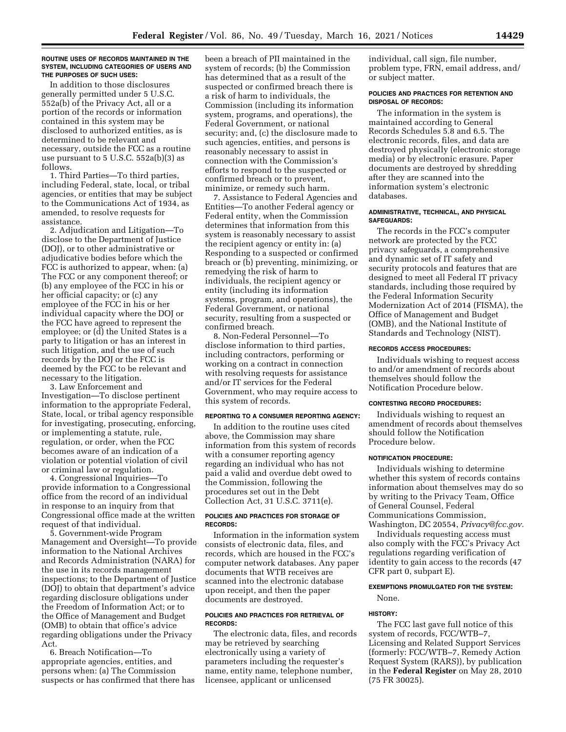**ROUTINE USES OF RECORDS MAINTAINED IN THE SYSTEM, INCLUDING CATEGORIES OF USERS AND THE PURPOSES OF SUCH USES:**

In addition to those disclosures generally permitted under 5 U.S.C. 552a(b) of the Privacy Act, all or a portion of the records or information contained in this system may be disclosed to authorized entities, as is determined to be relevant and necessary, outside the FCC as a routine use pursuant to 5 U.S.C. 552a(b)(3) as follows.

1. Third Parties—To third parties, including Federal, state, local, or tribal agencies, or entities that may be subject to the Communications Act of 1934, as amended, to resolve requests for assistance.

2. Adjudication and Litigation—To disclose to the Department of Justice (DOJ), or to other administrative or adjudicative bodies before which the FCC is authorized to appear, when: (a) The FCC or any component thereof; or (b) any employee of the FCC in his or her official capacity; or (c) any employee of the FCC in his or her individual capacity where the DOJ or the FCC have agreed to represent the employee; or (d) the United States is a party to litigation or has an interest in such litigation, and the use of such records by the DOJ or the FCC is deemed by the FCC to be relevant and necessary to the litigation.

3. Law Enforcement and Investigation—To disclose pertinent information to the appropriate Federal, State, local, or tribal agency responsible for investigating, prosecuting, enforcing, or implementing a statute, rule, regulation, or order, when the FCC becomes aware of an indication of a violation or potential violation of civil or criminal law or regulation.

4. Congressional Inquiries—To provide information to a Congressional office from the record of an individual in response to an inquiry from that Congressional office made at the written request of that individual.

5. Government-wide Program Management and Oversight—To provide information to the National Archives and Records Administration (NARA) for the use in its records management inspections; to the Department of Justice (DOJ) to obtain that department's advice regarding disclosure obligations under the Freedom of Information Act; or to the Office of Management and Budget (OMB) to obtain that office's advice regarding obligations under the Privacy Act.

6. Breach Notification—To appropriate agencies, entities, and persons when: (a) The Commission suspects or has confirmed that there has been a breach of PII maintained in the system of records; (b) the Commission has determined that as a result of the suspected or confirmed breach there is a risk of harm to individuals, the Commission (including its information system, programs, and operations), the Federal Government, or national security; and, (c) the disclosure made to such agencies, entities, and persons is reasonably necessary to assist in connection with the Commission's efforts to respond to the suspected or confirmed breach or to prevent, minimize, or remedy such harm.

7. Assistance to Federal Agencies and Entities—To another Federal agency or Federal entity, when the Commission determines that information from this system is reasonably necessary to assist the recipient agency or entity in: (a) Responding to a suspected or confirmed breach or (b) preventing, minimizing, or remedying the risk of harm to individuals, the recipient agency or entity (including its information systems, program, and operations), the Federal Government, or national security, resulting from a suspected or confirmed breach.

8. Non-Federal Personnel—To disclose information to third parties, including contractors, performing or working on a contract in connection with resolving requests for assistance and/or IT services for the Federal Government, who may require access to this system of records.

**REPORTING TO A CONSUMER REPORTING AGENCY:**

In addition to the routine uses cited above, the Commission may share information from this system of records with a consumer reporting agency regarding an individual who has not paid a valid and overdue debt owed to the Commission, following the procedures set out in the Debt Collection Act, 31 U.S.C. 3711(e).

**POLICIES AND PRACTICES FOR STORAGE OF RECORDS:**

Information in the information system consists of electronic data, files, and records, which are housed in the FCC's computer network databases. Any paper documents that WTB receives are scanned into the electronic database upon receipt, and then the paper documents are destroyed.

**POLICIES AND PRACTICES FOR RETRIEVAL OF RECORDS:**

The electronic data, files, and records may be retrieved by searching electronically using a variety of parameters including the requester's name, entity name, telephone number, licensee, applicant or unlicensed individual, call sign, file number, problem type, FRN, email address, and/or subject matter.

**POLICIES AND PRACTICES FOR RETENTION AND DISPOSAL OF RECORDS:**

The information in the system is maintained according to General Records Schedules 5.8 and 6.5. The electronic records, files, and data are destroyed physically (electronic storage media) or by electronic erasure. Paper documents are destroyed by shredding after they are scanned into the information system's electronic databases.

**ADMINISTRATIVE, TECHNICAL, AND PHYSICAL SAFEGUARDS:**

The records in the FCC's computer network are protected by the FCC privacy safeguards, a comprehensive and dynamic set of IT safety and security protocols and features that are designed to meet all Federal IT privacy standards, including those required by the Federal Information Security Modernization Act of 2014 (FISMA), the Office of Management and Budget (OMB), and the National Institute of Standards and Technology (NIST).

**RECORDS ACCESS PROCEDURES:**

Individuals wishing to request access to and/or amendment of records about themselves should follow the Notification Procedure below.

**CONTESTING RECORD PROCEDURES:**

Individuals wishing to request an amendment of records about themselves should follow the Notification Procedure below.

**NOTIFICATION PROCEDURE:**

Individuals wishing to determine whether this system of records contains information about themselves may do so by writing to the Privacy Team, Office of General Counsel, Federal Communications Commission, Washington, DC 20554, *Privacy@fcc.gov.*

Individuals requesting access must also comply with the FCC's Privacy Act regulations regarding verification of identity to gain access to the records (47 CFR part 0, subpart E).

**EXEMPTIONS PROMULGATED FOR THE SYSTEM:**

None.

**HISTORY:**

The FCC last gave full notice of this system of records, FCC/WTB–7, Licensing and Related Support Services (formerly: FCC/WTB–7, Remedy Action Request System (RARS)), by publication in the **Federal Register** on May 28, 2010 (75 FR 30025).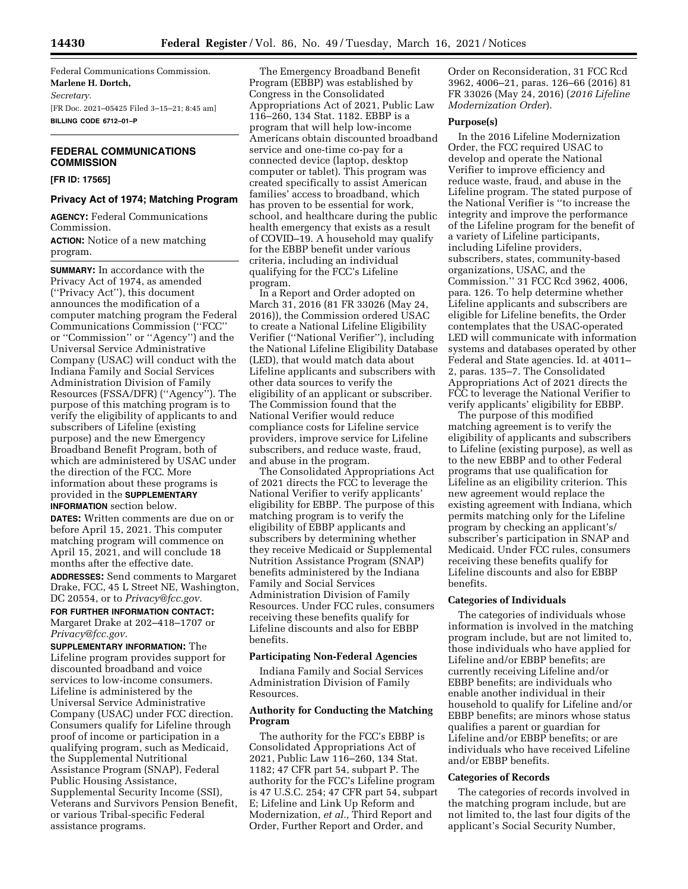Federal Communications Commission.

**Marlene H. Dortch,**

*Secretary.*

[FR Doc. 2021–05425 Filed 3–15–21; 8:45 am]

**BILLING CODE 6712–01–P**

## FEDERAL COMMUNICATIONS COMMISSION

**[FR ID: 17565]**

### Privacy Act of 1974; Matching Program

**AGENCY:** Federal Communications Commission.

**ACTION:** Notice of a new matching program.

**SUMMARY:** In accordance with the Privacy Act of 1974, as amended (''Privacy Act''), this document announces the modification of a computer matching program the Federal Communications Commission (''FCC'' or ''Commission'' or ''Agency'') and the Universal Service Administrative Company (USAC) will conduct with the Indiana Family and Social Services Administration Division of Family Resources (FSSA/DFR) (''Agency''). The purpose of this matching program is to verify the eligibility of applicants to and subscribers of Lifeline (existing purpose) and the new Emergency Broadband Benefit Program, both of which are administered by USAC under the direction of the FCC. More information about these programs is provided in the **SUPPLEMENTARY INFORMATION** section below.

**DATES:** Written comments are due on or before April 15, 2021. This computer matching program will commence on April 15, 2021, and will conclude 18 months after the effective date.

**ADDRESSES:** Send comments to Margaret Drake, FCC, 45 L Street NE, Washington, DC 20554, or to *Privacy@fcc.gov.*

**FOR FURTHER INFORMATION CONTACT:** Margaret Drake at 202–418–1707 or *Privacy@fcc.gov.*

**SUPPLEMENTARY INFORMATION:** The Lifeline program provides support for discounted broadband and voice services to low-income consumers. Lifeline is administered by the Universal Service Administrative Company (USAC) under FCC direction. Consumers qualify for Lifeline through proof of income or participation in a qualifying program, such as Medicaid, the Supplemental Nutritional Assistance Program (SNAP), Federal Public Housing Assistance, Supplemental Security Income (SSI), Veterans and Survivors Pension Benefit, or various Tribal-specific Federal assistance programs.

The Emergency Broadband Benefit Program (EBBP) was established by Congress in the Consolidated Appropriations Act of 2021, Public Law 116–260, 134 Stat. 1182. EBBP is a program that will help low-income Americans obtain discounted broadband service and one-time co-pay for a connected device (laptop, desktop computer or tablet). This program was created specifically to assist American families' access to broadband, which has proven to be essential for work, school, and healthcare during the public health emergency that exists as a result of COVID–19. A household may qualify for the EBBP benefit under various criteria, including an individual qualifying for the FCC's Lifeline program.

In a Report and Order adopted on March 31, 2016 (81 FR 33026 (May 24, 2016)), the Commission ordered USAC to create a National Lifeline Eligibility Verifier (''National Verifier''), including the National Lifeline Eligibility Database (LED), that would match data about Lifeline applicants and subscribers with other data sources to verify the eligibility of an applicant or subscriber. The Commission found that the National Verifier would reduce compliance costs for Lifeline service providers, improve service for Lifeline subscribers, and reduce waste, fraud, and abuse in the program.

The Consolidated Appropriations Act of 2021 directs the FCC to leverage the National Verifier to verify applicants' eligibility for EBBP. The purpose of this matching program is to verify the eligibility of EBBP applicants and subscribers by determining whether they receive Medicaid or Supplemental Nutrition Assistance Program (SNAP) benefits administered by the Indiana Family and Social Services Administration Division of Family Resources. Under FCC rules, consumers receiving these benefits qualify for Lifeline discounts and also for EBBP benefits.

#### Participating Non-Federal Agencies

Indiana Family and Social Services Administration Division of Family Resources.

#### Authority for Conducting the Matching Program

The authority for the FCC's EBBP is Consolidated Appropriations Act of 2021, Public Law 116–260, 134 Stat. 1182; 47 CFR part 54, subpart P. The authority for the FCC's Lifeline program is 47 U.S.C. 254; 47 CFR part 54, subpart E; Lifeline and Link Up Reform and Modernization, *et al.,* Third Report and Order, Further Report and Order, and Order on Reconsideration, 31 FCC Rcd 3962, 4006–21, paras. 126–66 (2016) 81 FR 33026 (May 24, 2016) (*2016 Lifeline Modernization Order*).

#### Purpose(s)

In the 2016 Lifeline Modernization Order, the FCC required USAC to develop and operate the National Verifier to improve efficiency and reduce waste, fraud, and abuse in the Lifeline program. The stated purpose of the National Verifier is ''to increase the integrity and improve the performance of the Lifeline program for the benefit of a variety of Lifeline participants, including Lifeline providers, subscribers, states, community-based organizations, USAC, and the Commission.'' 31 FCC Rcd 3962, 4006, para. 126. To help determine whether Lifeline applicants and subscribers are eligible for Lifeline benefits, the Order contemplates that the USAC-operated LED will communicate with information systems and databases operated by other Federal and State agencies. Id. at 4011–2, paras. 135–7. The Consolidated Appropriations Act of 2021 directs the FCC to leverage the National Verifier to verify applicants' eligibility for EBBP.

The purpose of this modified matching agreement is to verify the eligibility of applicants and subscribers to Lifeline (existing purpose), as well as to the new EBBP and to other Federal programs that use qualification for Lifeline as an eligibility criterion. This new agreement would replace the existing agreement with Indiana, which permits matching only for the Lifeline program by checking an applicant's/subscriber's participation in SNAP and Medicaid. Under FCC rules, consumers receiving these benefits qualify for Lifeline discounts and also for EBBP benefits.

#### Categories of Individuals

The categories of individuals whose information is involved in the matching program include, but are not limited to, those individuals who have applied for Lifeline and/or EBBP benefits; are currently receiving Lifeline and/or EBBP benefits; are individuals who enable another individual in their household to qualify for Lifeline and/or EBBP benefits; are minors whose status qualifies a parent or guardian for Lifeline and/or EBBP benefits; or are individuals who have received Lifeline and/or EBBP benefits.

#### Categories of Records

The categories of records involved in the matching program include, but are not limited to, the last four digits of the applicant's Social Security Number,